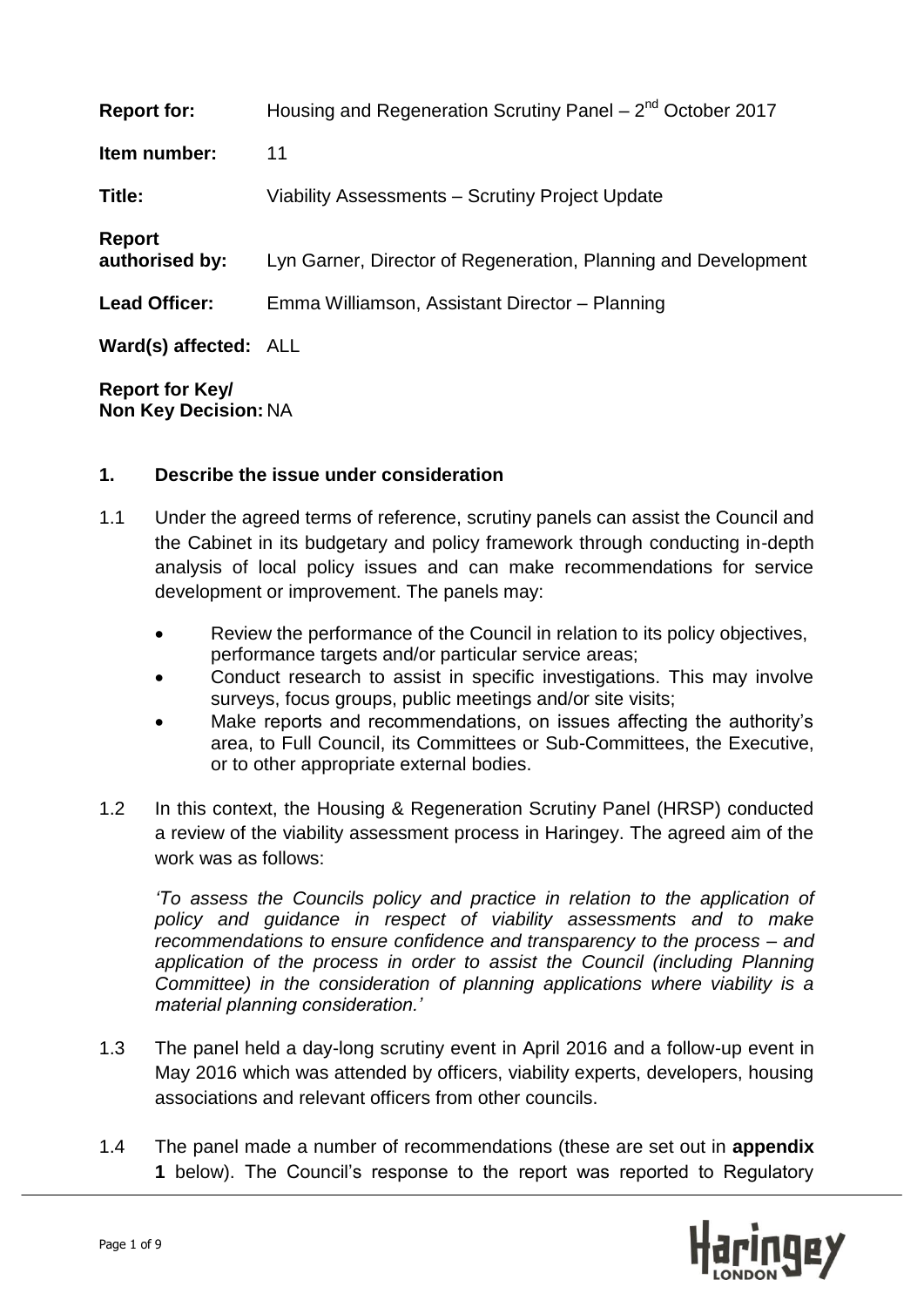**Report for:** Housing and Regeneration Scrutiny Panel – 2nd October 2017

**Item number:** 11

**Title:** Viability Assessments – Scrutiny Project Update

**Report authorised by:** Lyn Garner, Director of Regeneration, Planning and Development

**Lead Officer:** Emma Williamson, Assistant Director – Planning

**Ward(s) affected:** ALL

**Report for Key/ Non Key Decision:** NA

## 1. Describe the issue under consideration

1.1 Under the agreed terms of reference, scrutiny panels can assist the Council and the Cabinet in its budgetary and policy framework through conducting in-depth analysis of local policy issues and can make recommendations for service development or improvement. The panels may:

- Review the performance of the Council in relation to its policy objectives, performance targets and/or particular service areas;
- Conduct research to assist in specific investigations. This may involve surveys, focus groups, public meetings and/or site visits;
- Make reports and recommendations, on issues affecting the authority's area, to Full Council, its Committees or Sub-Committees, the Executive, or to other appropriate external bodies.

1.2 In this context, the Housing & Regeneration Scrutiny Panel (HRSP) conducted a review of the viability assessment process in Haringey. The agreed aim of the work was as follows:

*'To assess the Councils policy and practice in relation to the application of policy and guidance in respect of viability assessments and to make recommendations to ensure confidence and transparency to the process – and application of the process in order to assist the Council (including Planning Committee) in the consideration of planning applications where viability is a material planning consideration.'*

1.3 The panel held a day-long scrutiny event in April 2016 and a follow-up event in May 2016 which was attended by officers, viability experts, developers, housing associations and relevant officers from other councils.

1.4 The panel made a number of recommendations (these are set out in **appendix 1** below). The Council's response to the report was reported to Regulatory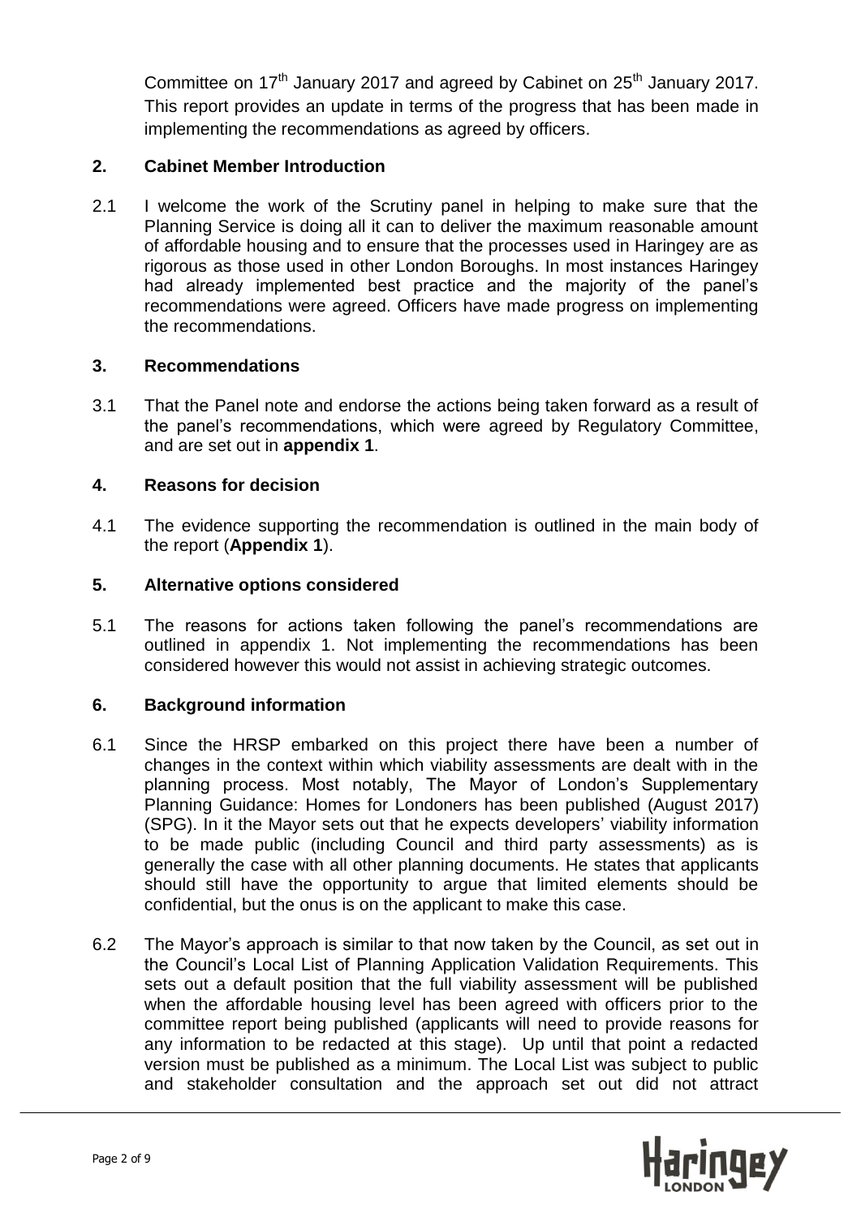Committee on 17th January 2017 and agreed by Cabinet on 25th January 2017. This report provides an update in terms of the progress that has been made in implementing the recommendations as agreed by officers.

## 2. Cabinet Member Introduction

2.1 I welcome the work of the Scrutiny panel in helping to make sure that the Planning Service is doing all it can to deliver the maximum reasonable amount of affordable housing and to ensure that the processes used in Haringey are as rigorous as those used in other London Boroughs. In most instances Haringey had already implemented best practice and the majority of the panel's recommendations were agreed. Officers have made progress on implementing the recommendations.

## 3. Recommendations

3.1 That the Panel note and endorse the actions being taken forward as a result of the panel's recommendations, which were agreed by Regulatory Committee, and are set out in **appendix 1**.

## 4. Reasons for decision

4.1 The evidence supporting the recommendation is outlined in the main body of the report (**Appendix 1**).

## 5. Alternative options considered

5.1 The reasons for actions taken following the panel's recommendations are outlined in appendix 1. Not implementing the recommendations has been considered however this would not assist in achieving strategic outcomes.

## 6. Background information

6.1 Since the HRSP embarked on this project there have been a number of changes in the context within which viability assessments are dealt with in the planning process. Most notably, The Mayor of London's Supplementary Planning Guidance: Homes for Londoners has been published (August 2017) (SPG). In it the Mayor sets out that he expects developers' viability information to be made public (including Council and third party assessments) as is generally the case with all other planning documents. He states that applicants should still have the opportunity to argue that limited elements should be confidential, but the onus is on the applicant to make this case.

6.2 The Mayor's approach is similar to that now taken by the Council, as set out in the Council's Local List of Planning Application Validation Requirements. This sets out a default position that the full viability assessment will be published when the affordable housing level has been agreed with officers prior to the committee report being published (applicants will need to provide reasons for any information to be redacted at this stage). Up until that point a redacted version must be published as a minimum. The Local List was subject to public and stakeholder consultation and the approach set out did not attract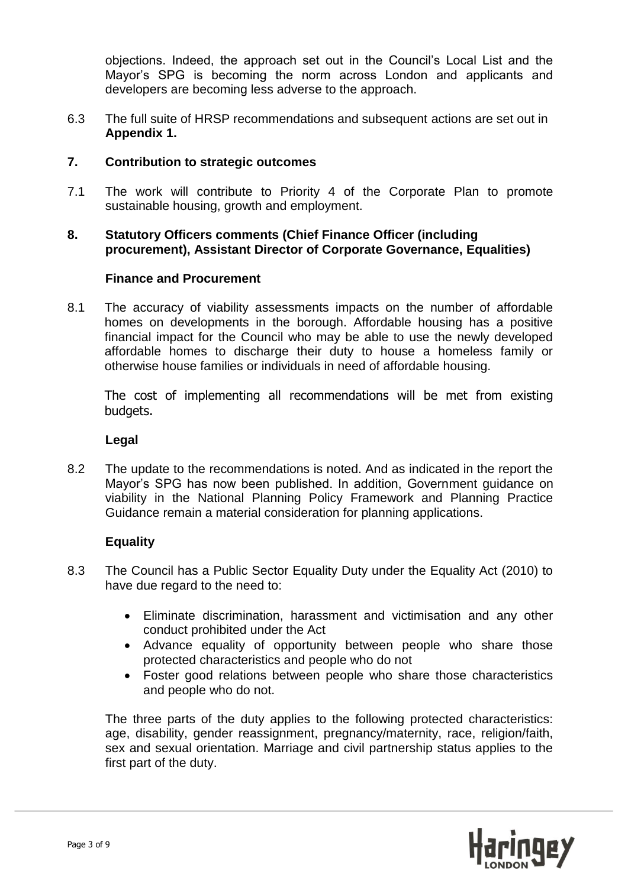objections. Indeed, the approach set out in the Council's Local List and the Mayor's SPG is becoming the norm across London and applicants and developers are becoming less adverse to the approach.

6.3 The full suite of HRSP recommendations and subsequent actions are set out in **Appendix 1.**

## 7. Contribution to strategic outcomes

7.1 The work will contribute to Priority 4 of the Corporate Plan to promote sustainable housing, growth and employment.

## 8. Statutory Officers comments (Chief Finance Officer (including procurement), Assistant Director of Corporate Governance, Equalities)

### Finance and Procurement

8.1 The accuracy of viability assessments impacts on the number of affordable homes on developments in the borough. Affordable housing has a positive financial impact for the Council who may be able to use the newly developed affordable homes to discharge their duty to house a homeless family or otherwise house families or individuals in need of affordable housing.

The cost of implementing all recommendations will be met from existing budgets.

### Legal

8.2 The update to the recommendations is noted. And as indicated in the report the Mayor's SPG has now been published. In addition, Government guidance on viability in the National Planning Policy Framework and Planning Practice Guidance remain a material consideration for planning applications.

### Equality

8.3 The Council has a Public Sector Equality Duty under the Equality Act (2010) to have due regard to the need to:

- Eliminate discrimination, harassment and victimisation and any other conduct prohibited under the Act
- Advance equality of opportunity between people who share those protected characteristics and people who do not
- Foster good relations between people who share those characteristics and people who do not.

The three parts of the duty applies to the following protected characteristics: age, disability, gender reassignment, pregnancy/maternity, race, religion/faith, sex and sexual orientation. Marriage and civil partnership status applies to the first part of the duty.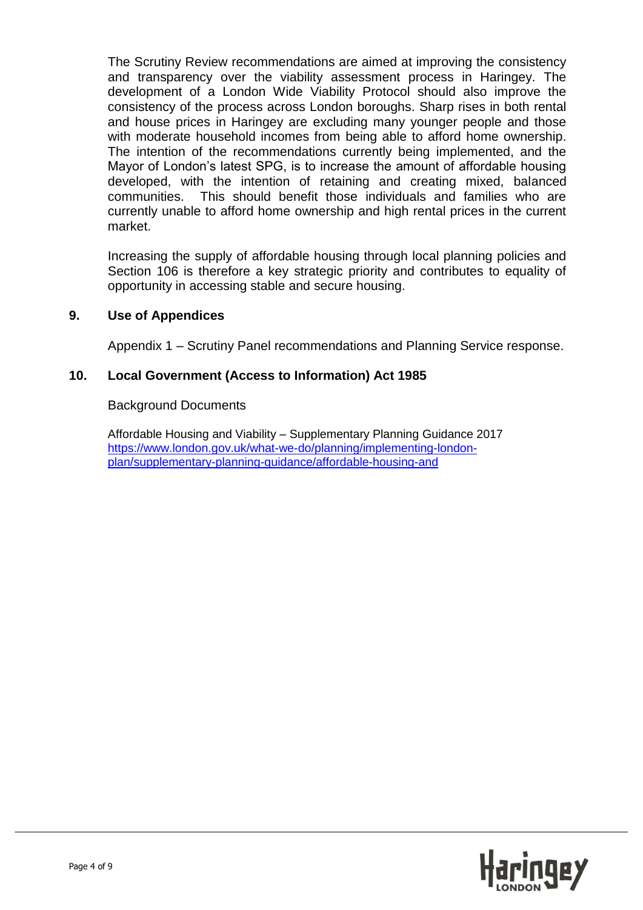The Scrutiny Review recommendations are aimed at improving the consistency and transparency over the viability assessment process in Haringey. The development of a London Wide Viability Protocol should also improve the consistency of the process across London boroughs. Sharp rises in both rental and house prices in Haringey are excluding many younger people and those with moderate household incomes from being able to afford home ownership. The intention of the recommendations currently being implemented, and the Mayor of London's latest SPG, is to increase the amount of affordable housing developed, with the intention of retaining and creating mixed, balanced communities. This should benefit those individuals and families who are currently unable to afford home ownership and high rental prices in the current market.

Increasing the supply of affordable housing through local planning policies and Section 106 is therefore a key strategic priority and contributes to equality of opportunity in accessing stable and secure housing.

## 9. Use of Appendices

Appendix 1 – Scrutiny Panel recommendations and Planning Service response.

## 10. Local Government (Access to Information) Act 1985

Background Documents

Affordable Housing and Viability – Supplementary Planning Guidance 2017
[https://www.london.gov.uk/what-we-do/planning/implementing-london-plan/supplementary-planning-guidance/affordable-housing-and](https://www.london.gov.uk/what-we-do/planning/implementing-london-plan/supplementary-planning-guidance/affordable-housing-and)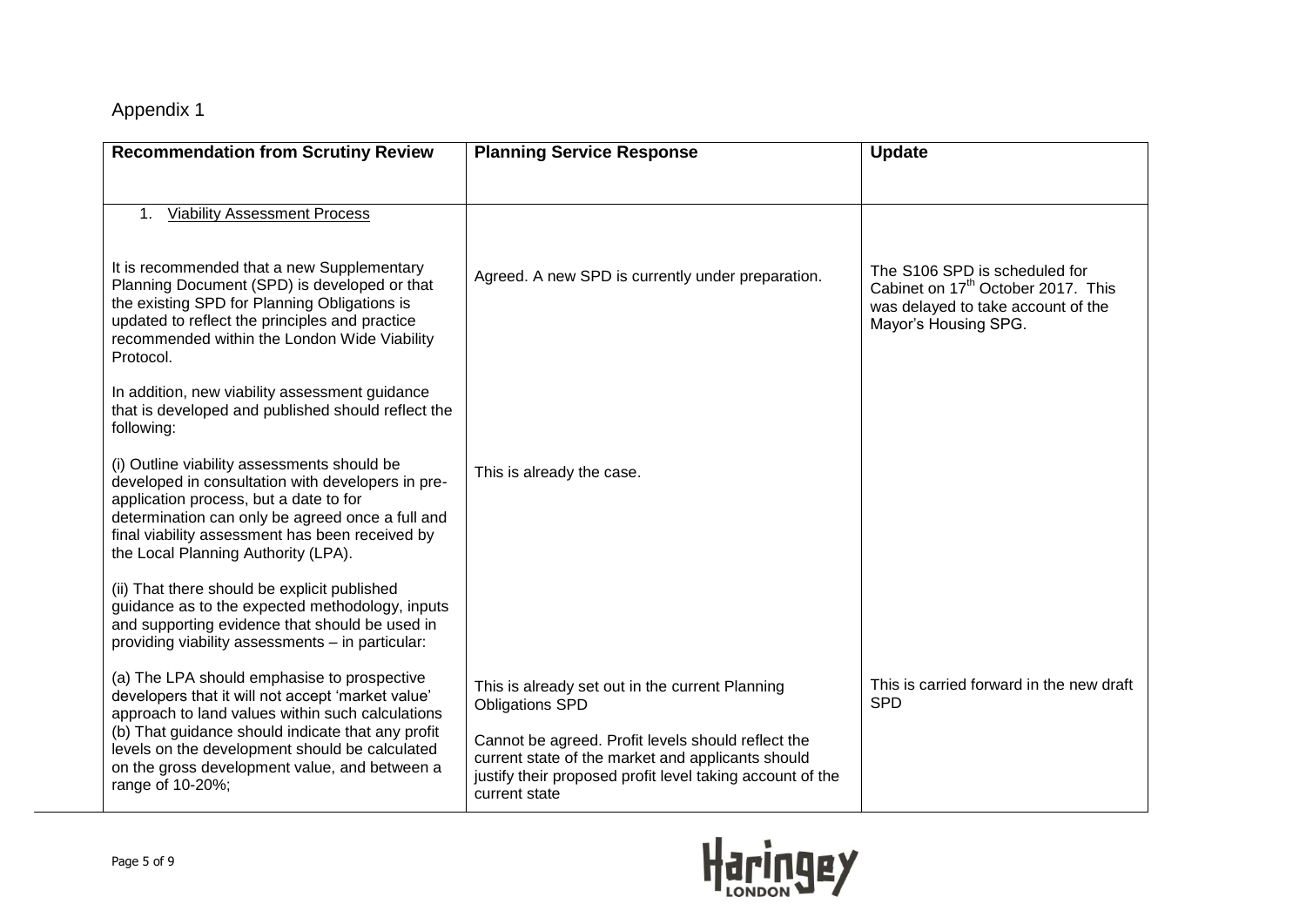# Appendix 1

| Recommendation from Scrutiny Review | Planning Service Response | Update |
|---|---|---|
| 1. Viability Assessment Process | | |
| It is recommended that a new Supplementary Planning Document (SPD) is developed or that the existing SPD for Planning Obligations is updated to reflect the principles and practice recommended within the London Wide Viability Protocol. | Agreed. A new SPD is currently under preparation. | The S106 SPD is scheduled for Cabinet on 17th October 2017. This was delayed to take account of the Mayor's Housing SPG. |
| In addition, new viability assessment guidance that is developed and published should reflect the following: | | |
| (i) Outline viability assessments should be developed in consultation with developers in pre-application process, but a date to for determination can only be agreed once a full and final viability assessment has been received by the Local Planning Authority (LPA). | This is already the case. | |
| (ii) That there should be explicit published guidance as to the expected methodology, inputs and supporting evidence that should be used in providing viability assessments – in particular: | | |
| (a) The LPA should emphasise to prospective developers that it will not accept 'market value' approach to land values within such calculations | This is already set out in the current Planning Obligations SPD | This is carried forward in the new draft SPD |
| (b) That guidance should indicate that any profit levels on the development should be calculated on the gross development value, and between a range of 10-20%; | Cannot be agreed. Profit levels should reflect the current state of the market and applicants should justify their proposed profit level taking account of the current state | |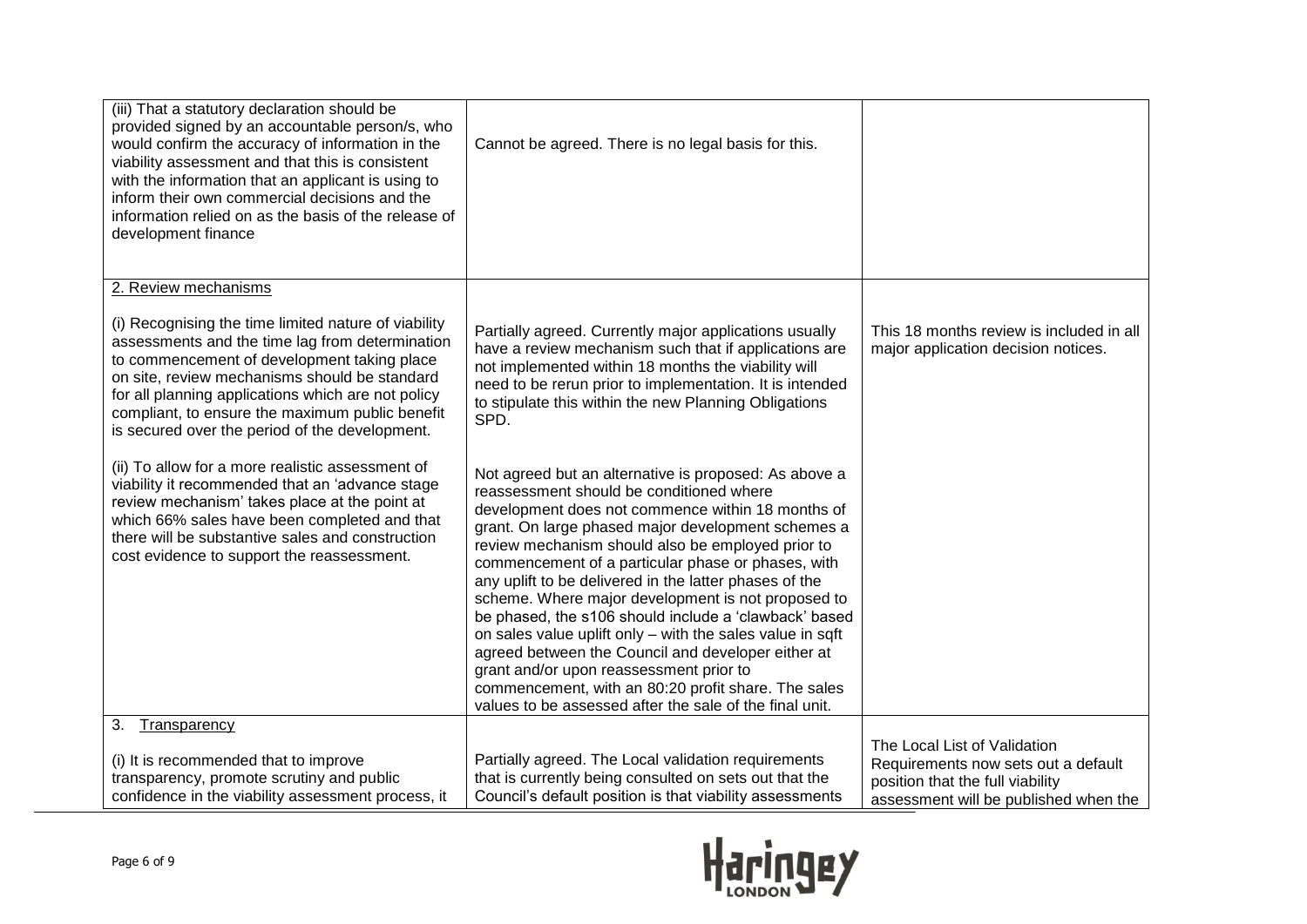| | | |
|---|---|---|
| (iii) That a statutory declaration should be provided signed by an accountable person/s, who would confirm the accuracy of information in the viability assessment and that this is consistent with the information that an applicant is using to inform their own commercial decisions and the information relied on as the basis of the release of development finance | Cannot be agreed. There is no legal basis for this. | |
| 2. Review mechanisms<br><br>(i) Recognising the time limited nature of viability assessments and the time lag from determination to commencement of development taking place on site, review mechanisms should be standard for all planning applications which are not policy compliant, to ensure the maximum public benefit is secured over the period of the development. | Partially agreed. Currently major applications usually have a review mechanism such that if applications are not implemented within 18 months the viability will need to be rerun prior to implementation. It is intended to stipulate this within the new Planning Obligations SPD. | This 18 months review is included in all major application decision notices. |
| (ii) To allow for a more realistic assessment of viability it recommended that an 'advance stage review mechanism' takes place at the point at which 66% sales have been completed and that there will be substantive sales and construction cost evidence to support the reassessment. | Not agreed but an alternative is proposed: As above a reassessment should be conditioned where development does not commence within 18 months of grant. On large phased major development schemes a review mechanism should also be employed prior to commencement of a particular phase or phases, with any uplift to be delivered in the latter phases of the scheme. Where major development is not proposed to be phased, the s106 should include a 'clawback' based on sales value uplift only – with the sales value in sqft agreed between the Council and developer either at grant and/or upon reassessment prior to commencement, with an 80:20 profit share. The sales values to be assessed after the sale of the final unit. | |
| 3. Transparency<br><br>(i) It is recommended that to improve transparency, promote scrutiny and public confidence in the viability assessment process, it | Partially agreed. The Local validation requirements that is currently being consulted on sets out that the Council's default position is that viability assessments | The Local List of Validation Requirements now sets out a default position that the full viability assessment will be published when the |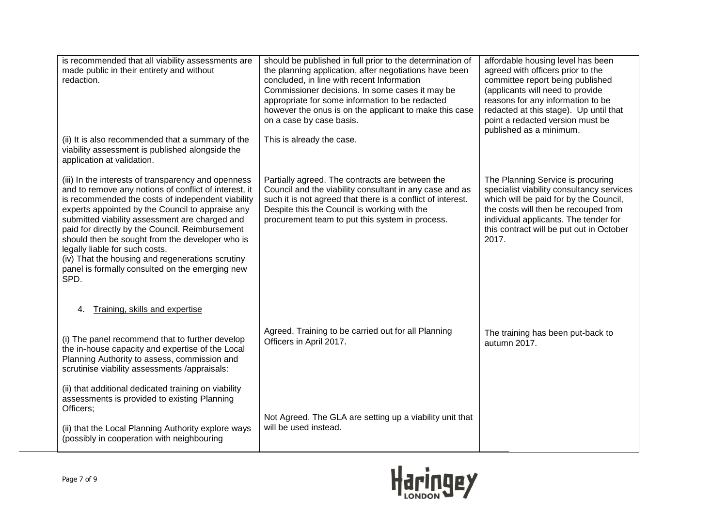| | | |
|---|---|---|
| is recommended that all viability assessments are made public in their entirety and without redaction. | should be published in full prior to the determination of the planning application, after negotiations have been concluded, in line with recent Information Commissioner decisions. In some cases it may be appropriate for some information to be redacted however the onus is on the applicant to make this case on a case by case basis. | affordable housing level has been agreed with officers prior to the committee report being published (applicants will need to provide reasons for any information to be redacted at this stage). Up until that point a redacted version must be published as a minimum. |
| (ii) It is also recommended that a summary of the viability assessment is published alongside the application at validation. | This is already the case. | |
| (iii) In the interests of transparency and openness and to remove any notions of conflict of interest, it is recommended the costs of independent viability experts appointed by the Council to appraise any submitted viability assessment are charged and paid for directly by the Council. Reimbursement should then be sought from the developer who is legally liable for such costs.<br>(iv) That the housing and regenerations scrutiny panel is formally consulted on the emerging new SPD. | Partially agreed. The contracts are between the Council and the viability consultant in any case and as such it is not agreed that there is a conflict of interest. Despite this the Council is working with the procurement team to put this system in process. | The Planning Service is procuring specialist viability consultancy services which will be paid for by the Council, the costs will then be recouped from individual applicants. The tender for this contract will be put out in October 2017. |
| 4. Training, skills and expertise<br><br>(i) The panel recommend that to further develop the in-house capacity and expertise of the Local Planning Authority to assess, commission and scrutinise viability assessments /appraisals:<br><br>(ii) that additional dedicated training on viability assessments is provided to existing Planning Officers;<br><br>(ii) that the Local Planning Authority explore ways (possibly in cooperation with neighbouring | Agreed. Training to be carried out for all Planning Officers in April 2017.<br><br>Not Agreed. The GLA are setting up a viability unit that will be used instead. | The training has been put-back to autumn 2017. |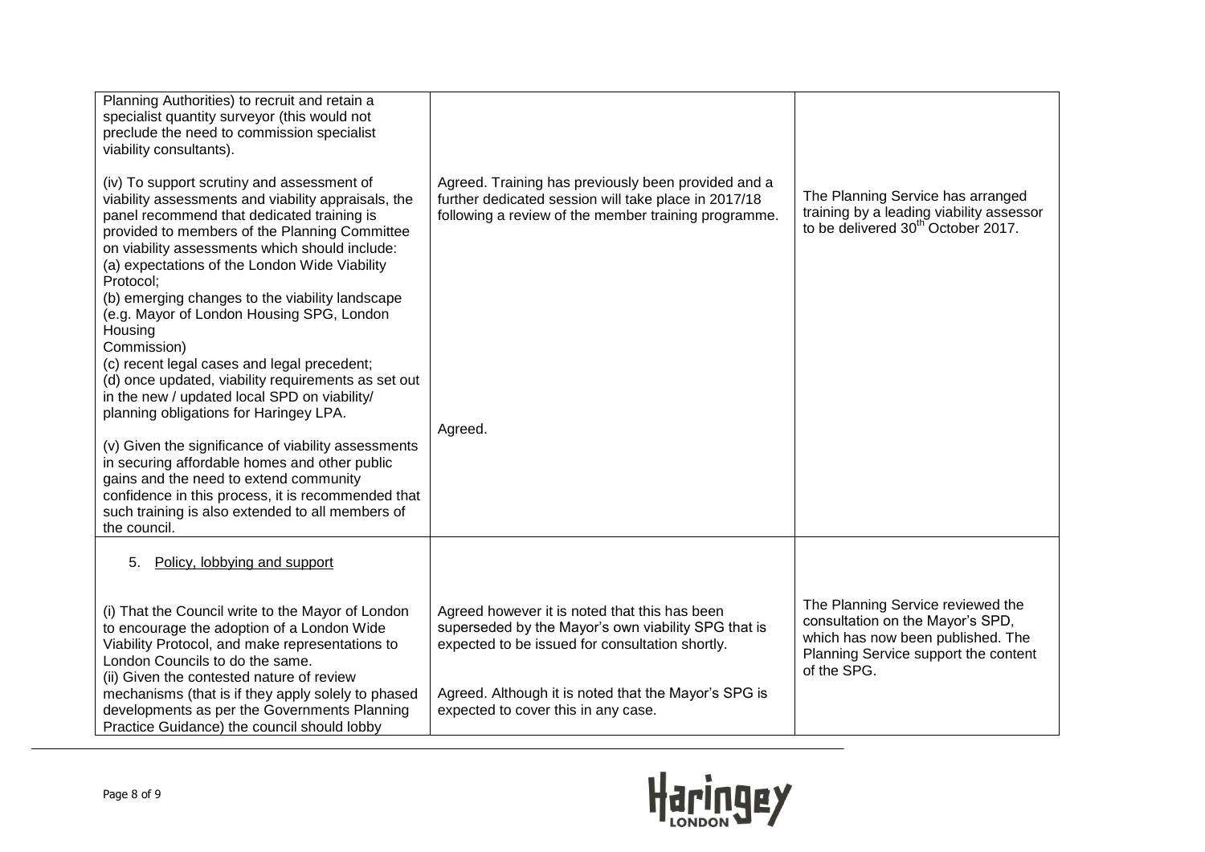| | | |
|---|---|---|
| Planning Authorities) to recruit and retain a specialist quantity surveyor (this would not preclude the need to commission specialist viability consultants).<br><br>(iv) To support scrutiny and assessment of viability assessments and viability appraisals, the panel recommend that dedicated training is provided to members of the Planning Committee on viability assessments which should include:<br>(a) expectations of the London Wide Viability Protocol;<br>(b) emerging changes to the viability landscape (e.g. Mayor of London Housing SPG, London Housing Commission)<br>(c) recent legal cases and legal precedent;<br>(d) once updated, viability requirements as set out in the new / updated local SPD on viability/ planning obligations for Haringey LPA.<br><br>(v) Given the significance of viability assessments in securing affordable homes and other public gains and the need to extend community confidence in this process, it is recommended that such training is also extended to all members of the council. | Agreed. Training has previously been provided and a further dedicated session will take place in 2017/18 following a review of the member training programme.<br><br>Agreed. | The Planning Service has arranged training by a leading viability assessor to be delivered 30th October 2017. |
| 5. Policy, lobbying and support<br><br>(i) That the Council write to the Mayor of London to encourage the adoption of a London Wide Viability Protocol, and make representations to London Councils to do the same.<br>(ii) Given the contested nature of review mechanisms (that is if they apply solely to phased developments as per the Governments Planning Practice Guidance) the council should lobby | Agreed however it is noted that this has been superseded by the Mayor's own viability SPG that is expected to be issued for consultation shortly.<br><br>Agreed. Although it is noted that the Mayor's SPG is expected to cover this in any case. | The Planning Service reviewed the consultation on the Mayor's SPD, which has now been published. The Planning Service support the content of the SPG. |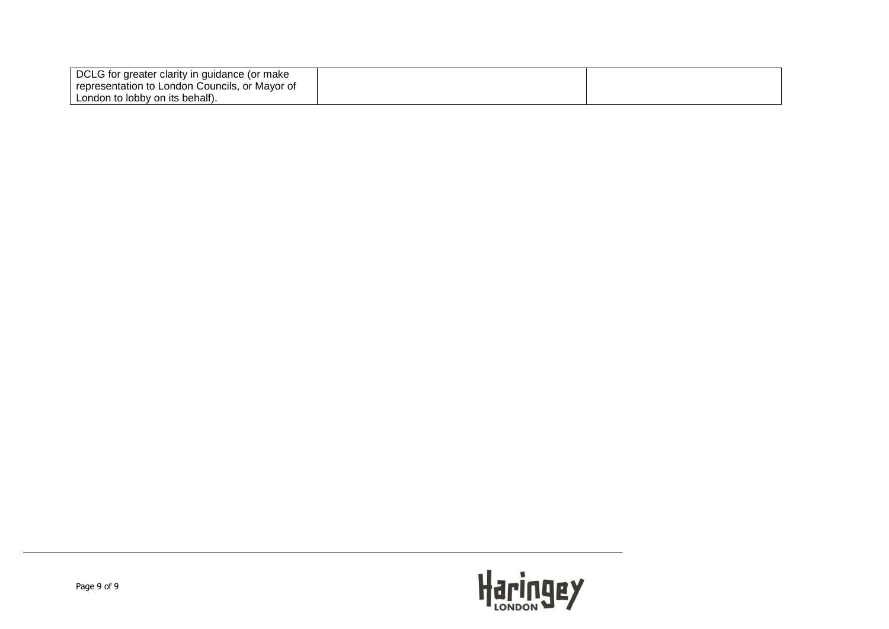| | | |
|---|---|---|
| DCLG for greater clarity in guidance (or make representation to London Councils, or Mayor of London to lobby on its behalf). | | |